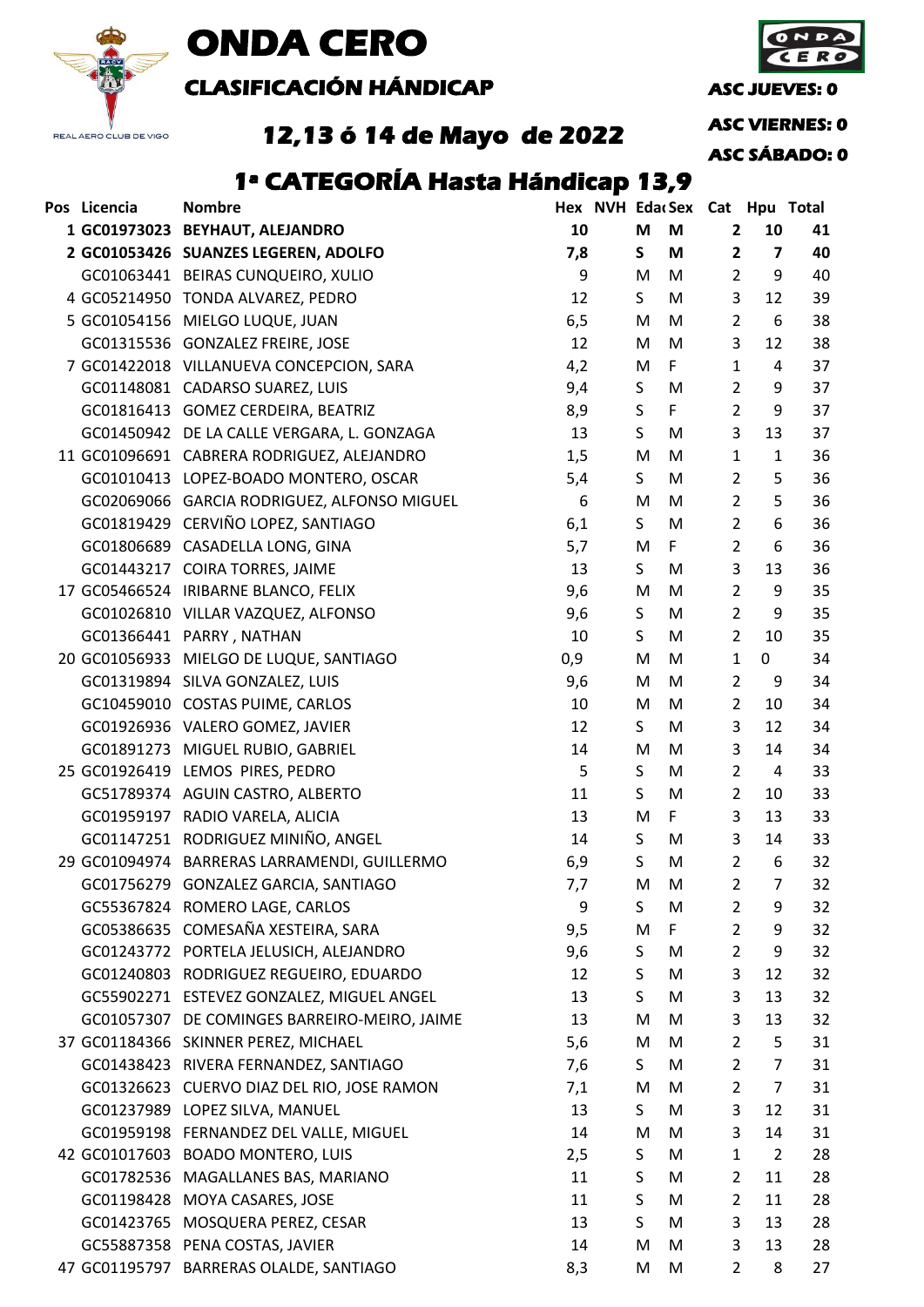# ONDA CERO

## CLASIFICACIÓN HÁNDICAP

ASC JUEVES: 0

ASC VIERNES: 0

ASC SÁBADO: 0

## 12,13 ó 14 de Mayo de 2022

## 1ª CATEGORÍA Hasta Hándicap 13,9

| Pos | Licencia | Nombre | Hex | NVH | Edad | Sex | Cat | Hpu | Total |
|---|---|---|---|---|---|---|---|---|---|
| **1** | **GC01973023** | **BEYHAUT, ALEJANDRO** | **10** | | **M** | **M** | **2** | **10** | **41** |
| **2** | **GC01053426** | **SUANZES LEGEREN, ADOLFO** | **7,8** | | **S** | **M** | **2** | **7** | **40** |
| | GC01063441 | BEIRAS CUNQUEIRO, XULIO | 9 | | M | M | 2 | 9 | 40 |
| 4 | GC05214950 | TONDA ALVAREZ, PEDRO | 12 | | S | M | 3 | 12 | 39 |
| 5 | GC01054156 | MIELGO LUQUE, JUAN | 6,5 | | M | M | 2 | 6 | 38 |
| | GC01315536 | GONZALEZ FREIRE, JOSE | 12 | | M | M | 3 | 12 | 38 |
| 7 | GC01422018 | VILLANUEVA CONCEPCION, SARA | 4,2 | | M | F | 1 | 4 | 37 |
| | GC01148081 | CADARSO SUAREZ, LUIS | 9,4 | | S | M | 2 | 9 | 37 |
| | GC01816413 | GOMEZ CERDEIRA, BEATRIZ | 8,9 | | S | F | 2 | 9 | 37 |
| | GC01450942 | DE LA CALLE VERGARA, L. GONZAGA | 13 | | S | M | 3 | 13 | 37 |
| 11 | GC01096691 | CABRERA RODRIGUEZ, ALEJANDRO | 1,5 | | M | M | 1 | 1 | 36 |
| | GC01010413 | LOPEZ-BOADO MONTERO, OSCAR | 5,4 | | S | M | 2 | 5 | 36 |
| | GC02069066 | GARCIA RODRIGUEZ, ALFONSO MIGUEL | 6 | | M | M | 2 | 5 | 36 |
| | GC01819429 | CERVIÑO LOPEZ, SANTIAGO | 6,1 | | S | M | 2 | 6 | 36 |
| | GC01806689 | CASADELLA LONG, GINA | 5,7 | | M | F | 2 | 6 | 36 |
| | GC01443217 | COIRA TORRES, JAIME | 13 | | S | M | 3 | 13 | 36 |
| 17 | GC05466524 | IRIBARNE BLANCO, FELIX | 9,6 | | M | M | 2 | 9 | 35 |
| | GC01026810 | VILLAR VAZQUEZ, ALFONSO | 9,6 | | S | M | 2 | 9 | 35 |
| | GC01366441 | PARRY , NATHAN | 10 | | S | M | 2 | 10 | 35 |
| 20 | GC01056933 | MIELGO DE LUQUE, SANTIAGO | 0,9 | | M | M | 1 | 0 | 34 |
| | GC01319894 | SILVA GONZALEZ, LUIS | 9,6 | | M | M | 2 | 9 | 34 |
| | GC10459010 | COSTAS PUIME, CARLOS | 10 | | M | M | 2 | 10 | 34 |
| | GC01926936 | VALERO GOMEZ, JAVIER | 12 | | S | M | 3 | 12 | 34 |
| | GC01891273 | MIGUEL RUBIO, GABRIEL | 14 | | M | M | 3 | 14 | 34 |
| 25 | GC01926419 | LEMOS PIRES, PEDRO | 5 | | S | M | 2 | 4 | 33 |
| | GC51789374 | AGUIN CASTRO, ALBERTO | 11 | | S | M | 2 | 10 | 33 |
| | GC01959197 | RADIO VARELA, ALICIA | 13 | | M | F | 3 | 13 | 33 |
| | GC01147251 | RODRIGUEZ MINIÑO, ANGEL | 14 | | S | M | 3 | 14 | 33 |
| 29 | GC01094974 | BARRERAS LARRAMENDI, GUILLERMO | 6,9 | | S | M | 2 | 6 | 32 |
| | GC01756279 | GONZALEZ GARCIA, SANTIAGO | 7,7 | | M | M | 2 | 7 | 32 |
| | GC55367824 | ROMERO LAGE, CARLOS | 9 | | S | M | 2 | 9 | 32 |
| | GC05386635 | COMESAÑA XESTEIRA, SARA | 9,5 | | M | F | 2 | 9 | 32 |
| | GC01243772 | PORTELA JELUSICH, ALEJANDRO | 9,6 | | S | M | 2 | 9 | 32 |
| | GC01240803 | RODRIGUEZ REGUEIRO, EDUARDO | 12 | | S | M | 3 | 12 | 32 |
| | GC55902271 | ESTEVEZ GONZALEZ, MIGUEL ANGEL | 13 | | S | M | 3 | 13 | 32 |
| | GC01057307 | DE COMINGES BARREIRO-MEIRO, JAIME | 13 | | M | M | 3 | 13 | 32 |
| 37 | GC01184366 | SKINNER PEREZ, MICHAEL | 5,6 | | M | M | 2 | 5 | 31 |
| | GC01438423 | RIVERA FERNANDEZ, SANTIAGO | 7,6 | | S | M | 2 | 7 | 31 |
| | GC01326623 | CUERVO DIAZ DEL RIO, JOSE RAMON | 7,1 | | M | M | 2 | 7 | 31 |
| | GC01237989 | LOPEZ SILVA, MANUEL | 13 | | S | M | 3 | 12 | 31 |
| | GC01959198 | FERNANDEZ DEL VALLE, MIGUEL | 14 | | M | M | 3 | 14 | 31 |
| 42 | GC01017603 | BOADO MONTERO, LUIS | 2,5 | | S | M | 1 | 2 | 28 |
| | GC01782536 | MAGALLANES BAS, MARIANO | 11 | | S | M | 2 | 11 | 28 |
| | GC01198428 | MOYA CASARES, JOSE | 11 | | S | M | 2 | 11 | 28 |
| | GC01423765 | MOSQUERA PEREZ, CESAR | 13 | | S | M | 3 | 13 | 28 |
| | GC55887358 | PENA COSTAS, JAVIER | 14 | | M | M | 3 | 13 | 28 |
| 47 | GC01195797 | BARRERAS OLALDE, SANTIAGO | 8,3 | | M | M | 2 | 8 | 27 |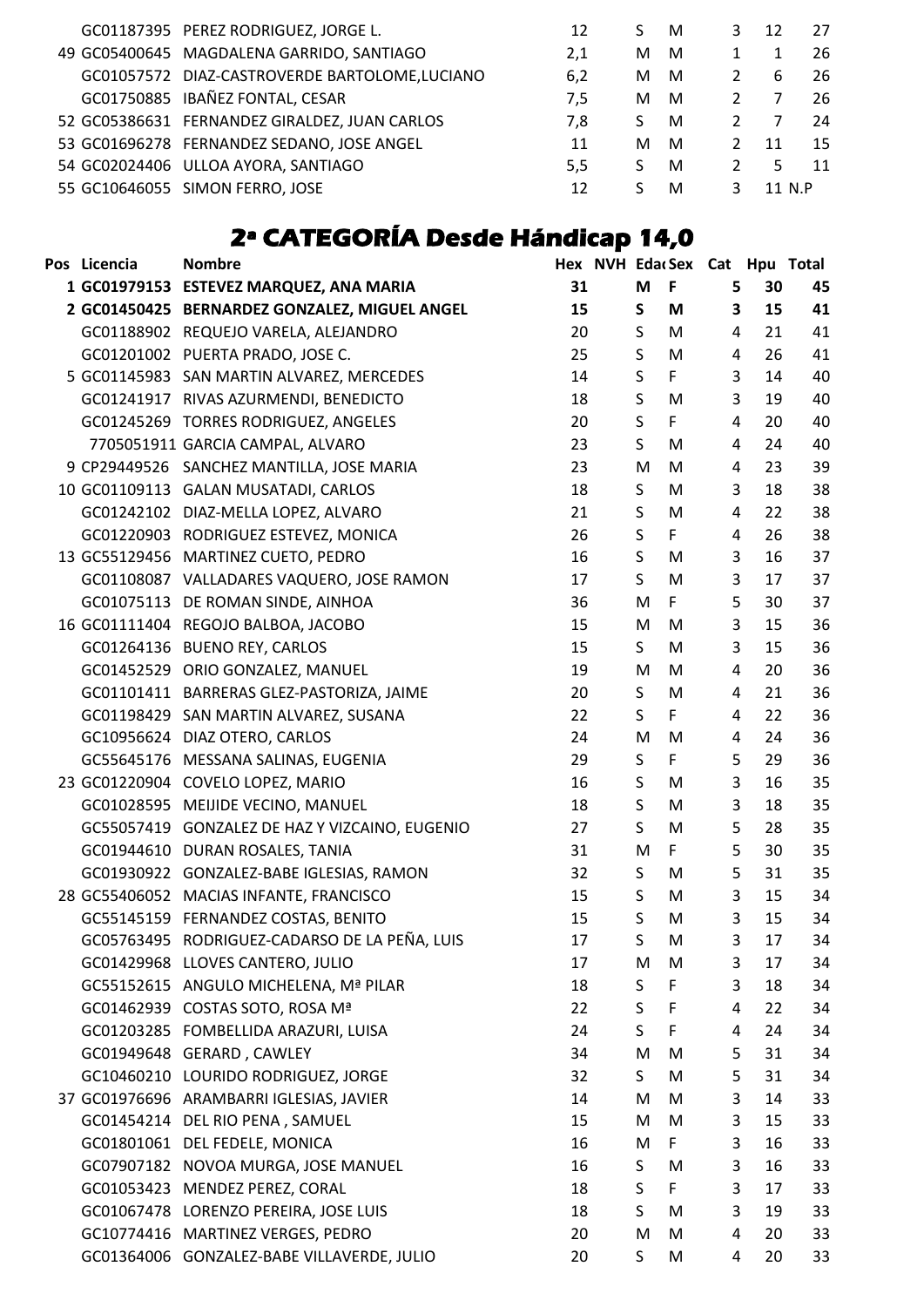| Pos | Licencia | Nombre | Hex | NVH | Edad | Sex | Cat | Hpu | Total |
|---|---|---|---|---|---|---|---|---|---|
| | GC01187395 | PEREZ RODRIGUEZ, JORGE L. | 12 | | S | M | 3 | 12 | 27 |
| 49 | GC05400645 | MAGDALENA GARRIDO, SANTIAGO | 2,1 | | M | M | 1 | 1 | 26 |
| | GC01057572 | DIAZ-CASTROVERDE BARTOLOME,LUCIANO | 6,2 | | M | M | 2 | 6 | 26 |
| | GC01750885 | IBAÑEZ FONTAL, CESAR | 7,5 | | M | M | 2 | 7 | 26 |
| 52 | GC05386631 | FERNANDEZ GIRALDEZ, JUAN CARLOS | 7,8 | | S | M | 2 | 7 | 24 |
| 53 | GC01696278 | FERNANDEZ SEDANO, JOSE ANGEL | 11 | | M | M | 2 | 11 | 15 |
| 54 | GC02024406 | ULLOA AYORA, SANTIAGO | 5,5 | | S | M | 2 | 5 | 11 |
| 55 | GC10646055 | SIMON FERRO, JOSE | 12 | | S | M | 3 | 11 | N.P |

## 2ª CATEGORÍA Desde Hándicap 14,0

| Pos | Licencia | Nombre | Hex | NVH | Edad | Sex | Cat | Hpu | Total |
|---|---|---|---|---|---|---|---|---|---|
| **1** | **GC01979153** | **ESTEVEZ MARQUEZ, ANA MARIA** | **31** | | **M** | **F** | **5** | **30** | **45** |
| **2** | **GC01450425** | **BERNARDEZ GONZALEZ, MIGUEL ANGEL** | **15** | | **S** | **M** | **3** | **15** | **41** |
| | GC01188902 | REQUEJO VARELA, ALEJANDRO | 20 | | S | M | 4 | 21 | 41 |
| | GC01201002 | PUERTA PRADO, JOSE C. | 25 | | S | M | 4 | 26 | 41 |
| 5 | GC01145983 | SAN MARTIN ALVAREZ, MERCEDES | 14 | | S | F | 3 | 14 | 40 |
| | GC01241917 | RIVAS AZURMENDI, BENEDICTO | 18 | | S | M | 3 | 19 | 40 |
| | GC01245269 | TORRES RODRIGUEZ, ANGELES | 20 | | S | F | 4 | 20 | 40 |
| | 7705051911 | GARCIA CAMPAL, ALVARO | 23 | | S | M | 4 | 24 | 40 |
| 9 | CP29449526 | SANCHEZ MANTILLA, JOSE MARIA | 23 | | M | M | 4 | 23 | 39 |
| 10 | GC01109113 | GALAN MUSATADI, CARLOS | 18 | | S | M | 3 | 18 | 38 |
| | GC01242102 | DIAZ-MELLA LOPEZ, ALVARO | 21 | | S | M | 4 | 22 | 38 |
| | GC01220903 | RODRIGUEZ ESTEVEZ, MONICA | 26 | | S | F | 4 | 26 | 38 |
| 13 | GC55129456 | MARTINEZ CUETO, PEDRO | 16 | | S | M | 3 | 16 | 37 |
| | GC01108087 | VALLADARES VAQUERO, JOSE RAMON | 17 | | S | M | 3 | 17 | 37 |
| | GC01075113 | DE ROMAN SINDE, AINHOA | 36 | | M | F | 5 | 30 | 37 |
| 16 | GC01111404 | REGOJO BALBOA, JACOBO | 15 | | M | M | 3 | 15 | 36 |
| | GC01264136 | BUENO REY, CARLOS | 15 | | S | M | 3 | 15 | 36 |
| | GC01452529 | ORIO GONZALEZ, MANUEL | 19 | | M | M | 4 | 20 | 36 |
| | GC01101411 | BARRERAS GLEZ-PASTORIZA, JAIME | 20 | | S | M | 4 | 21 | 36 |
| | GC01198429 | SAN MARTIN ALVAREZ, SUSANA | 22 | | S | F | 4 | 22 | 36 |
| | GC10956624 | DIAZ OTERO, CARLOS | 24 | | M | M | 4 | 24 | 36 |
| | GC55645176 | MESSANA SALINAS, EUGENIA | 29 | | S | F | 5 | 29 | 36 |
| 23 | GC01220904 | COVELO LOPEZ, MARIO | 16 | | S | M | 3 | 16 | 35 |
| | GC01028595 | MEIJIDE VECINO, MANUEL | 18 | | S | M | 3 | 18 | 35 |
| | GC55057419 | GONZALEZ DE HAZ Y VIZCAINO, EUGENIO | 27 | | S | M | 5 | 28 | 35 |
| | GC01944610 | DURAN ROSALES, TANIA | 31 | | M | F | 5 | 30 | 35 |
| | GC01930922 | GONZALEZ-BABE IGLESIAS, RAMON | 32 | | S | M | 5 | 31 | 35 |
| 28 | GC55406052 | MACIAS INFANTE, FRANCISCO | 15 | | S | M | 3 | 15 | 34 |
| | GC55145159 | FERNANDEZ COSTAS, BENITO | 15 | | S | M | 3 | 15 | 34 |
| | GC05763495 | RODRIGUEZ-CADARSO DE LA PEÑA, LUIS | 17 | | S | M | 3 | 17 | 34 |
| | GC01429968 | LLOVES CANTERO, JULIO | 17 | | M | M | 3 | 17 | 34 |
| | GC55152615 | ANGULO MICHELENA, Mª PILAR | 18 | | S | F | 3 | 18 | 34 |
| | GC01462939 | COSTAS SOTO, ROSA Mª | 22 | | S | F | 4 | 22 | 34 |
| | GC01203285 | FOMBELLIDA ARAZURI, LUISA | 24 | | S | F | 4 | 24 | 34 |
| | GC01949648 | GERARD , CAWLEY | 34 | | M | M | 5 | 31 | 34 |
| | GC10460210 | LOURIDO RODRIGUEZ, JORGE | 32 | | S | M | 5 | 31 | 34 |
| 37 | GC01976696 | ARAMBARRI IGLESIAS, JAVIER | 14 | | M | M | 3 | 14 | 33 |
| | GC01454214 | DEL RIO PENA , SAMUEL | 15 | | M | M | 3 | 15 | 33 |
| | GC01801061 | DEL FEDELE, MONICA | 16 | | M | F | 3 | 16 | 33 |
| | GC07907182 | NOVOA MURGA, JOSE MANUEL | 16 | | S | M | 3 | 16 | 33 |
| | GC01053423 | MENDEZ PEREZ, CORAL | 18 | | S | F | 3 | 17 | 33 |
| | GC01067478 | LORENZO PEREIRA, JOSE LUIS | 18 | | S | M | 3 | 19 | 33 |
| | GC10774416 | MARTINEZ VERGES, PEDRO | 20 | | M | M | 4 | 20 | 33 |
| | GC01364006 | GONZALEZ-BABE VILLAVERDE, JULIO | 20 | | S | M | 4 | 20 | 33 |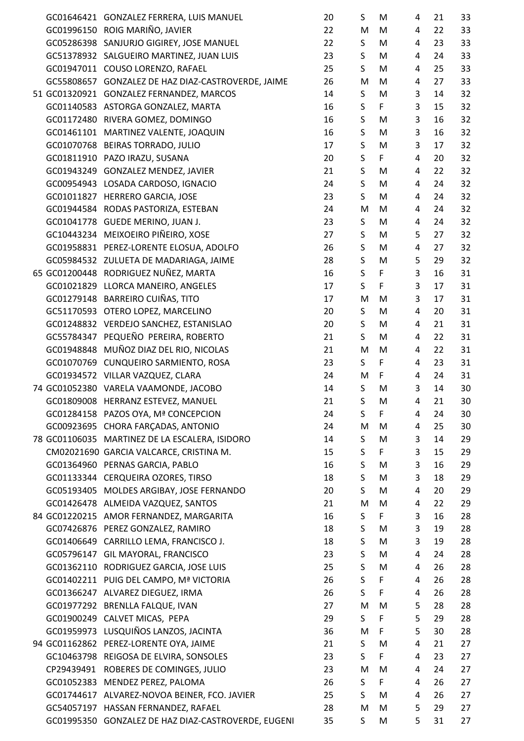| | | | | | | | | |
|---|---|---|---|---|---|---|---|---|
| | GC01646421 | GONZALEZ FERRERA, LUIS MANUEL | 20 | S | M | 4 | 21 | 33 |
| | GC01996150 | ROIG MARIÑO, JAVIER | 22 | M | M | 4 | 22 | 33 |
| | GC05286398 | SANJURJO GIGIREY, JOSE MANUEL | 22 | S | M | 4 | 23 | 33 |
| | GC51378932 | SALGUEIRO MARTINEZ, JUAN LUIS | 23 | S | M | 4 | 24 | 33 |
| | GC01947011 | COUSO LORENZO, RAFAEL | 25 | S | M | 4 | 25 | 33 |
| | GC55808657 | GONZALEZ DE HAZ DIAZ-CASTROVERDE, JAIME | 26 | M | M | 4 | 27 | 33 |
| 51 | GC01320921 | GONZALEZ FERNANDEZ, MARCOS | 14 | S | M | 3 | 14 | 32 |
| | GC01140583 | ASTORGA GONZALEZ, MARTA | 16 | S | F | 3 | 15 | 32 |
| | GC01172480 | RIVERA GOMEZ, DOMINGO | 16 | S | M | 3 | 16 | 32 |
| | GC01461101 | MARTINEZ VALENTE, JOAQUIN | 16 | S | M | 3 | 16 | 32 |
| | GC01070768 | BEIRAS TORRADO, JULIO | 17 | S | M | 3 | 17 | 32 |
| | GC01811910 | PAZO IRAZU, SUSANA | 20 | S | F | 4 | 20 | 32 |
| | GC01943249 | GONZALEZ MENDEZ, JAVIER | 21 | S | M | 4 | 22 | 32 |
| | GC00954943 | LOSADA CARDOSO, IGNACIO | 24 | S | M | 4 | 24 | 32 |
| | GC01011827 | HERRERO GARCIA, JOSE | 23 | S | M | 4 | 24 | 32 |
| | GC01944584 | RODAS PASTORIZA, ESTEBAN | 24 | M | M | 4 | 24 | 32 |
| | GC01041778 | GUEDE MERINO, JUAN J. | 23 | S | M | 4 | 24 | 32 |
| | GC10443234 | MEIXOEIRO PIÑEIRO, XOSE | 27 | S | M | 5 | 27 | 32 |
| | GC01958831 | PEREZ-LORENTE ELOSUA, ADOLFO | 26 | S | M | 4 | 27 | 32 |
| | GC05984532 | ZULUETA DE MADARIAGA, JAIME | 28 | S | M | 5 | 29 | 32 |
| 65 | GC01200448 | RODRIGUEZ NUÑEZ, MARTA | 16 | S | F | 3 | 16 | 31 |
| | GC01021829 | LLORCA MANEIRO, ANGELES | 17 | S | F | 3 | 17 | 31 |
| | GC01279148 | BARREIRO CUIÑAS, TITO | 17 | M | M | 3 | 17 | 31 |
| | GC51170593 | OTERO LOPEZ, MARCELINO | 20 | S | M | 4 | 20 | 31 |
| | GC01248832 | VERDEJO SANCHEZ, ESTANISLAO | 20 | S | M | 4 | 21 | 31 |
| | GC55784347 | PEQUEÑO PEREIRA, ROBERTO | 21 | S | M | 4 | 22 | 31 |
| | GC01948848 | MUÑOZ DIAZ DEL RIO, NICOLAS | 21 | M | M | 4 | 22 | 31 |
| | GC01070769 | CUNQUEIRO SARMIENTO, ROSA | 23 | S | F | 4 | 23 | 31 |
| | GC01934572 | VILLAR VAZQUEZ, CLARA | 24 | M | F | 4 | 24 | 31 |
| 74 | GC01052380 | VARELA VAAMONDE, JACOBO | 14 | S | M | 3 | 14 | 30 |
| | GC01809008 | HERRANZ ESTEVEZ, MANUEL | 21 | S | M | 4 | 21 | 30 |
| | GC01284158 | PAZOS OYA, Mª CONCEPCION | 24 | S | F | 4 | 24 | 30 |
| | GC00923695 | CHORA FARÇADAS, ANTONIO | 24 | M | M | 4 | 25 | 30 |
| 78 | GC01106035 | MARTINEZ DE LA ESCALERA, ISIDORO | 14 | S | M | 3 | 14 | 29 |
| | CM02021690 | GARCIA VALCARCE, CRISTINA M. | 15 | S | F | 3 | 15 | 29 |
| | GC01364960 | PERNAS GARCIA, PABLO | 16 | S | M | 3 | 16 | 29 |
| | GC01133344 | CERQUEIRA OZORES, TIRSO | 18 | S | M | 3 | 18 | 29 |
| | GC05193405 | MOLDES ARGIBAY, JOSE FERNANDO | 20 | S | M | 4 | 20 | 29 |
| | GC01426478 | ALMEIDA VAZQUEZ, SANTOS | 21 | M | M | 4 | 22 | 29 |
| 84 | GC01220215 | AMOR FERNANDEZ, MARGARITA | 16 | S | F | 3 | 16 | 28 |
| | GC07426876 | PEREZ GONZALEZ, RAMIRO | 18 | S | M | 3 | 19 | 28 |
| | GC01406649 | CARRILLO LEMA, FRANCISCO J. | 18 | S | M | 3 | 19 | 28 |
| | GC05796147 | GIL MAYORAL, FRANCISCO | 23 | S | M | 4 | 24 | 28 |
| | GC01362110 | RODRIGUEZ GARCIA, JOSE LUIS | 25 | S | M | 4 | 26 | 28 |
| | GC01402211 | PUIG DEL CAMPO, Mª VICTORIA | 26 | S | F | 4 | 26 | 28 |
| | GC01366247 | ALVAREZ DIEGUEZ, IRMA | 26 | S | F | 4 | 26 | 28 |
| | GC01977292 | BRENLLA FALQUE, IVAN | 27 | M | M | 5 | 28 | 28 |
| | GC01900249 | CALVET MICAS, PEPA | 29 | S | F | 5 | 29 | 28 |
| | GC01959973 | LUSQUIÑOS LANZOS, JACINTA | 36 | M | F | 5 | 30 | 28 |
| 94 | GC01162862 | PEREZ-LORENTE OYA, JAIME | 21 | S | M | 4 | 21 | 27 |
| | GC10463798 | REIGOSA DE ELVIRA, SONSOLES | 23 | S | F | 4 | 23 | 27 |
| | CP29439491 | ROBERES DE COMINGES, JULIO | 23 | M | M | 4 | 24 | 27 |
| | GC01052383 | MENDEZ PEREZ, PALOMA | 26 | S | F | 4 | 26 | 27 |
| | GC01744617 | ALVAREZ-NOVOA BEINER, FCO. JAVIER | 25 | S | M | 4 | 26 | 27 |
| | GC54057197 | HASSAN FERNANDEZ, RAFAEL | 28 | M | M | 5 | 29 | 27 |
| | GC01995350 | GONZALEZ DE HAZ DIAZ-CASTROVERDE, EUGENI | 35 | S | M | 5 | 31 | 27 |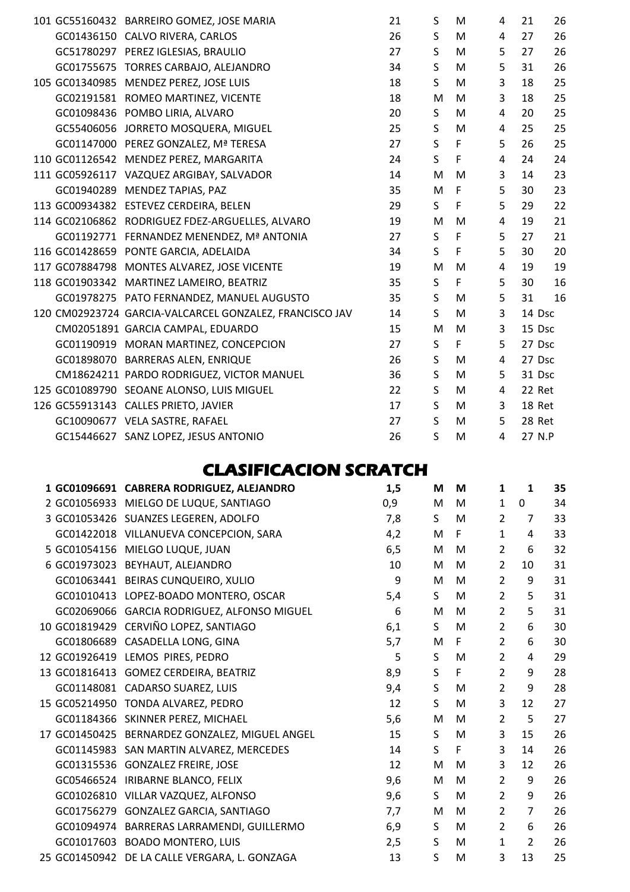| | | | | | | | | |
|---|---|---|---|---|---|---|---|---|
| 101 | GC55160432 | BARREIRO GOMEZ, JOSE MARIA | 21 | S | M | 4 | 21 | 26 |
| | GC01436150 | CALVO RIVERA, CARLOS | 26 | S | M | 4 | 27 | 26 |
| | GC51780297 | PEREZ IGLESIAS, BRAULIO | 27 | S | M | 5 | 27 | 26 |
| | GC01755675 | TORRES CARBAJO, ALEJANDRO | 34 | S | M | 5 | 31 | 26 |
| 105 | GC01340985 | MENDEZ PEREZ, JOSE LUIS | 18 | S | M | 3 | 18 | 25 |
| | GC02191581 | ROMEO MARTINEZ, VICENTE | 18 | M | M | 3 | 18 | 25 |
| | GC01098436 | POMBO LIRIA, ALVARO | 20 | S | M | 4 | 20 | 25 |
| | GC55406056 | JORRETO MOSQUERA, MIGUEL | 25 | S | M | 4 | 25 | 25 |
| | GC01147000 | PEREZ GONZALEZ, Mª TERESA | 27 | S | F | 5 | 26 | 25 |
| 110 | GC01126542 | MENDEZ PEREZ, MARGARITA | 24 | S | F | 4 | 24 | 24 |
| 111 | GC05926117 | VAZQUEZ ARGIBAY, SALVADOR | 14 | M | M | 3 | 14 | 23 |
| | GC01940289 | MENDEZ TAPIAS, PAZ | 35 | M | F | 5 | 30 | 23 |
| 113 | GC00934382 | ESTEVEZ CERDEIRA, BELEN | 29 | S | F | 5 | 29 | 22 |
| 114 | GC02106862 | RODRIGUEZ FDEZ-ARGUELLES, ALVARO | 19 | M | M | 4 | 19 | 21 |
| | GC01192771 | FERNANDEZ MENENDEZ, Mª ANTONIA | 27 | S | F | 5 | 27 | 21 |
| 116 | GC01428659 | PONTE GARCIA, ADELAIDA | 34 | S | F | 5 | 30 | 20 |
| 117 | GC07884798 | MONTES ALVAREZ, JOSE VICENTE | 19 | M | M | 4 | 19 | 19 |
| 118 | GC01903342 | MARTINEZ LAMEIRO, BEATRIZ | 35 | S | F | 5 | 30 | 16 |
| | GC01978275 | PATO FERNANDEZ, MANUEL AUGUSTO | 35 | S | M | 5 | 31 | 16 |
| 120 | CM02923724 | GARCIA-VALCARCEL GONZALEZ, FRANCISCO JAV | 14 | S | M | 3 | 14 | Dsc |
| | CM02051891 | GARCIA CAMPAL, EDUARDO | 15 | M | M | 3 | 15 | Dsc |
| | GC01190919 | MORAN MARTINEZ, CONCEPCION | 27 | S | F | 5 | 27 | Dsc |
| | GC01898070 | BARRERAS ALEN, ENRIQUE | 26 | S | M | 4 | 27 | Dsc |
| | CM18624211 | PARDO RODRIGUEZ, VICTOR MANUEL | 36 | S | M | 5 | 31 | Dsc |
| 125 | GC01089790 | SEOANE ALONSO, LUIS MIGUEL | 22 | S | M | 4 | 22 | Ret |
| 126 | GC55913143 | CALLES PRIETO, JAVIER | 17 | S | M | 3 | 18 | Ret |
| | GC10090677 | VELA SASTRE, RAFAEL | 27 | S | M | 5 | 28 | Ret |
| | GC15446627 | SANZ LOPEZ, JESUS ANTONIO | 26 | S | M | 4 | 27 | N.P |

## CLASIFICACION SCRATCH

| | | | | | | | | |
|---|---|---|---|---|---|---|---|---|
| **1** | **GC01096691** | **CABRERA RODRIGUEZ, ALEJANDRO** | **1,5** | **M** | **M** | **1** | **1** | **35** |
| 2 | GC01056933 | MIELGO DE LUQUE, SANTIAGO | 0,9 | M | M | 1 | 0 | 34 |
| 3 | GC01053426 | SUANZES LEGEREN, ADOLFO | 7,8 | S | M | 2 | 7 | 33 |
| | GC01422018 | VILLANUEVA CONCEPCION, SARA | 4,2 | M | F | 1 | 4 | 33 |
| 5 | GC01054156 | MIELGO LUQUE, JUAN | 6,5 | M | M | 2 | 6 | 32 |
| 6 | GC01973023 | BEYHAUT, ALEJANDRO | 10 | M | M | 2 | 10 | 31 |
| | GC01063441 | BEIRAS CUNQUEIRO, XULIO | 9 | M | M | 2 | 9 | 31 |
| | GC01010413 | LOPEZ-BOADO MONTERO, OSCAR | 5,4 | S | M | 2 | 5 | 31 |
| | GC02069066 | GARCIA RODRIGUEZ, ALFONSO MIGUEL | 6 | M | M | 2 | 5 | 31 |
| 10 | GC01819429 | CERVIÑO LOPEZ, SANTIAGO | 6,1 | S | M | 2 | 6 | 30 |
| | GC01806689 | CASADELLA LONG, GINA | 5,7 | M | F | 2 | 6 | 30 |
| 12 | GC01926419 | LEMOS PIRES, PEDRO | 5 | S | M | 2 | 4 | 29 |
| 13 | GC01816413 | GOMEZ CERDEIRA, BEATRIZ | 8,9 | S | F | 2 | 9 | 28 |
| | GC01148081 | CADARSO SUAREZ, LUIS | 9,4 | S | M | 2 | 9 | 28 |
| 15 | GC05214950 | TONDA ALVAREZ, PEDRO | 12 | S | M | 3 | 12 | 27 |
| | GC01184366 | SKINNER PEREZ, MICHAEL | 5,6 | M | M | 2 | 5 | 27 |
| 17 | GC01450425 | BERNARDEZ GONZALEZ, MIGUEL ANGEL | 15 | S | M | 3 | 15 | 26 |
| | GC01145983 | SAN MARTIN ALVAREZ, MERCEDES | 14 | S | F | 3 | 14 | 26 |
| | GC01315536 | GONZALEZ FREIRE, JOSE | 12 | M | M | 3 | 12 | 26 |
| | GC05466524 | IRIBARNE BLANCO, FELIX | 9,6 | M | M | 2 | 9 | 26 |
| | GC01026810 | VILLAR VAZQUEZ, ALFONSO | 9,6 | S | M | 2 | 9 | 26 |
| | GC01756279 | GONZALEZ GARCIA, SANTIAGO | 7,7 | M | M | 2 | 7 | 26 |
| | GC01094974 | BARRERAS LARRAMENDI, GUILLERMO | 6,9 | S | M | 2 | 6 | 26 |
| | GC01017603 | BOADO MONTERO, LUIS | 2,5 | S | M | 1 | 2 | 26 |
| 25 | GC01450942 | DE LA CALLE VERGARA, L. GONZAGA | 13 | S | M | 3 | 13 | 25 |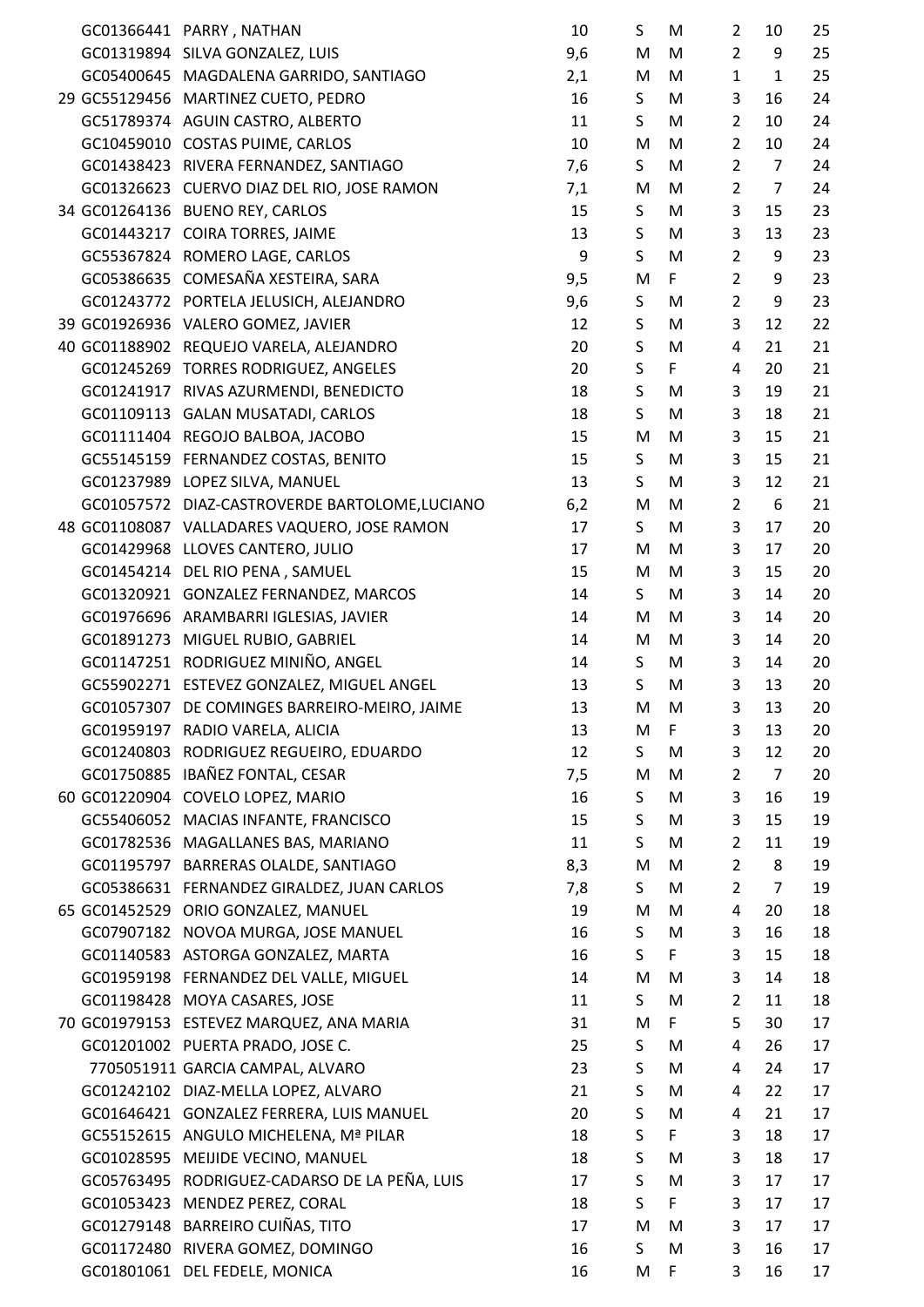| | | | | | | | | |
|---|---|---|---|---|---|---|---|---|
| | GC01366441 | PARRY , NATHAN | 10 | S | M | 2 | 10 | 25 |
| | GC01319894 | SILVA GONZALEZ, LUIS | 9,6 | M | M | 2 | 9 | 25 |
| | GC05400645 | MAGDALENA GARRIDO, SANTIAGO | 2,1 | M | M | 1 | 1 | 25 |
| 29 | GC55129456 | MARTINEZ CUETO, PEDRO | 16 | S | M | 3 | 16 | 24 |
| | GC51789374 | AGUIN CASTRO, ALBERTO | 11 | S | M | 2 | 10 | 24 |
| | GC10459010 | COSTAS PUIME, CARLOS | 10 | M | M | 2 | 10 | 24 |
| | GC01438423 | RIVERA FERNANDEZ, SANTIAGO | 7,6 | S | M | 2 | 7 | 24 |
| | GC01326623 | CUERVO DIAZ DEL RIO, JOSE RAMON | 7,1 | M | M | 2 | 7 | 24 |
| 34 | GC01264136 | BUENO REY, CARLOS | 15 | S | M | 3 | 15 | 23 |
| | GC01443217 | COIRA TORRES, JAIME | 13 | S | M | 3 | 13 | 23 |
| | GC55367824 | ROMERO LAGE, CARLOS | 9 | S | M | 2 | 9 | 23 |
| | GC05386635 | COMESAÑA XESTEIRA, SARA | 9,5 | M | F | 2 | 9 | 23 |
| | GC01243772 | PORTELA JELUSICH, ALEJANDRO | 9,6 | S | M | 2 | 9 | 23 |
| 39 | GC01926936 | VALERO GOMEZ, JAVIER | 12 | S | M | 3 | 12 | 22 |
| 40 | GC01188902 | REQUEJO VARELA, ALEJANDRO | 20 | S | M | 4 | 21 | 21 |
| | GC01245269 | TORRES RODRIGUEZ, ANGELES | 20 | S | F | 4 | 20 | 21 |
| | GC01241917 | RIVAS AZURMENDI, BENEDICTO | 18 | S | M | 3 | 19 | 21 |
| | GC01109113 | GALAN MUSATADI, CARLOS | 18 | S | M | 3 | 18 | 21 |
| | GC01111404 | REGOJO BALBOA, JACOBO | 15 | M | M | 3 | 15 | 21 |
| | GC55145159 | FERNANDEZ COSTAS, BENITO | 15 | S | M | 3 | 15 | 21 |
| | GC01237989 | LOPEZ SILVA, MANUEL | 13 | S | M | 3 | 12 | 21 |
| | GC01057572 | DIAZ-CASTROVERDE BARTOLOME,LUCIANO | 6,2 | M | M | 2 | 6 | 21 |
| 48 | GC01108087 | VALLADARES VAQUERO, JOSE RAMON | 17 | S | M | 3 | 17 | 20 |
| | GC01429968 | LLOVES CANTERO, JULIO | 17 | M | M | 3 | 17 | 20 |
| | GC01454214 | DEL RIO PENA , SAMUEL | 15 | M | M | 3 | 15 | 20 |
| | GC01320921 | GONZALEZ FERNANDEZ, MARCOS | 14 | S | M | 3 | 14 | 20 |
| | GC01976696 | ARAMBARRI IGLESIAS, JAVIER | 14 | M | M | 3 | 14 | 20 |
| | GC01891273 | MIGUEL RUBIO, GABRIEL | 14 | M | M | 3 | 14 | 20 |
| | GC01147251 | RODRIGUEZ MINIÑO, ANGEL | 14 | S | M | 3 | 14 | 20 |
| | GC55902271 | ESTEVEZ GONZALEZ, MIGUEL ANGEL | 13 | S | M | 3 | 13 | 20 |
| | GC01057307 | DE COMINGES BARREIRO-MEIRO, JAIME | 13 | M | M | 3 | 13 | 20 |
| | GC01959197 | RADIO VARELA, ALICIA | 13 | M | F | 3 | 13 | 20 |
| | GC01240803 | RODRIGUEZ REGUEIRO, EDUARDO | 12 | S | M | 3 | 12 | 20 |
| | GC01750885 | IBAÑEZ FONTAL, CESAR | 7,5 | M | M | 2 | 7 | 20 |
| 60 | GC01220904 | COVELO LOPEZ, MARIO | 16 | S | M | 3 | 16 | 19 |
| | GC55406052 | MACIAS INFANTE, FRANCISCO | 15 | S | M | 3 | 15 | 19 |
| | GC01782536 | MAGALLANES BAS, MARIANO | 11 | S | M | 2 | 11 | 19 |
| | GC01195797 | BARRERAS OLALDE, SANTIAGO | 8,3 | M | M | 2 | 8 | 19 |
| | GC05386631 | FERNANDEZ GIRALDEZ, JUAN CARLOS | 7,8 | S | M | 2 | 7 | 19 |
| 65 | GC01452529 | ORIO GONZALEZ, MANUEL | 19 | M | M | 4 | 20 | 18 |
| | GC07907182 | NOVOA MURGA, JOSE MANUEL | 16 | S | M | 3 | 16 | 18 |
| | GC01140583 | ASTORGA GONZALEZ, MARTA | 16 | S | F | 3 | 15 | 18 |
| | GC01959198 | FERNANDEZ DEL VALLE, MIGUEL | 14 | M | M | 3 | 14 | 18 |
| | GC01198428 | MOYA CASARES, JOSE | 11 | S | M | 2 | 11 | 18 |
| 70 | GC01979153 | ESTEVEZ MARQUEZ, ANA MARIA | 31 | M | F | 5 | 30 | 17 |
| | GC01201002 | PUERTA PRADO, JOSE C. | 25 | S | M | 4 | 26 | 17 |
| | 7705051911 | GARCIA CAMPAL, ALVARO | 23 | S | M | 4 | 24 | 17 |
| | GC01242102 | DIAZ-MELLA LOPEZ, ALVARO | 21 | S | M | 4 | 22 | 17 |
| | GC01646421 | GONZALEZ FERRERA, LUIS MANUEL | 20 | S | M | 4 | 21 | 17 |
| | GC55152615 | ANGULO MICHELENA, Mª PILAR | 18 | S | F | 3 | 18 | 17 |
| | GC01028595 | MEIJIDE VECINO, MANUEL | 18 | S | M | 3 | 18 | 17 |
| | GC05763495 | RODRIGUEZ-CADARSO DE LA PEÑA, LUIS | 17 | S | M | 3 | 17 | 17 |
| | GC01053423 | MENDEZ PEREZ, CORAL | 18 | S | F | 3 | 17 | 17 |
| | GC01279148 | BARREIRO CUIÑAS, TITO | 17 | M | M | 3 | 17 | 17 |
| | GC01172480 | RIVERA GOMEZ, DOMINGO | 16 | S | M | 3 | 16 | 17 |
| | GC01801061 | DEL FEDELE, MONICA | 16 | M | F | 3 | 16 | 17 |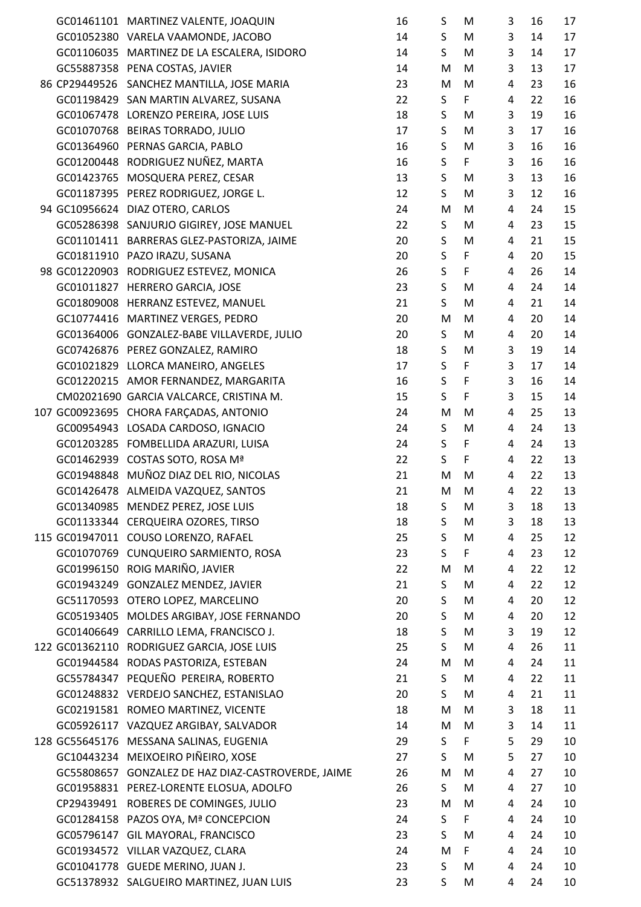| | | | | | | | | |
|---|---|---|---|---|---|---|---|---|
| | GC01461101 | MARTINEZ VALENTE, JOAQUIN | 16 | S | M | 3 | 16 | 17 |
| | GC01052380 | VARELA VAAMONDE, JACOBO | 14 | S | M | 3 | 14 | 17 |
| | GC01106035 | MARTINEZ DE LA ESCALERA, ISIDORO | 14 | S | M | 3 | 14 | 17 |
| | GC55887358 | PENA COSTAS, JAVIER | 14 | M | M | 3 | 13 | 17 |
| 86 | CP29449526 | SANCHEZ MANTILLA, JOSE MARIA | 23 | M | M | 4 | 23 | 16 |
| | GC01198429 | SAN MARTIN ALVAREZ, SUSANA | 22 | S | F | 4 | 22 | 16 |
| | GC01067478 | LORENZO PEREIRA, JOSE LUIS | 18 | S | M | 3 | 19 | 16 |
| | GC01070768 | BEIRAS TORRADO, JULIO | 17 | S | M | 3 | 17 | 16 |
| | GC01364960 | PERNAS GARCIA, PABLO | 16 | S | M | 3 | 16 | 16 |
| | GC01200448 | RODRIGUEZ NUÑEZ, MARTA | 16 | S | F | 3 | 16 | 16 |
| | GC01423765 | MOSQUERA PEREZ, CESAR | 13 | S | M | 3 | 13 | 16 |
| | GC01187395 | PEREZ RODRIGUEZ, JORGE L. | 12 | S | M | 3 | 12 | 16 |
| 94 | GC10956624 | DIAZ OTERO, CARLOS | 24 | M | M | 4 | 24 | 15 |
| | GC05286398 | SANJURJO GIGIREY, JOSE MANUEL | 22 | S | M | 4 | 23 | 15 |
| | GC01101411 | BARRERAS GLEZ-PASTORIZA, JAIME | 20 | S | M | 4 | 21 | 15 |
| | GC01811910 | PAZO IRAZU, SUSANA | 20 | S | F | 4 | 20 | 15 |
| 98 | GC01220903 | RODRIGUEZ ESTEVEZ, MONICA | 26 | S | F | 4 | 26 | 14 |
| | GC01011827 | HERRERO GARCIA, JOSE | 23 | S | M | 4 | 24 | 14 |
| | GC01809008 | HERRANZ ESTEVEZ, MANUEL | 21 | S | M | 4 | 21 | 14 |
| | GC10774416 | MARTINEZ VERGES, PEDRO | 20 | M | M | 4 | 20 | 14 |
| | GC01364006 | GONZALEZ-BABE VILLAVERDE, JULIO | 20 | S | M | 4 | 20 | 14 |
| | GC07426876 | PEREZ GONZALEZ, RAMIRO | 18 | S | M | 3 | 19 | 14 |
| | GC01021829 | LLORCA MANEIRO, ANGELES | 17 | S | F | 3 | 17 | 14 |
| | GC01220215 | AMOR FERNANDEZ, MARGARITA | 16 | S | F | 3 | 16 | 14 |
| | CM02021690 | GARCIA VALCARCE, CRISTINA M. | 15 | S | F | 3 | 15 | 14 |
| 107 | GC00923695 | CHORA FARÇADAS, ANTONIO | 24 | M | M | 4 | 25 | 13 |
| | GC00954943 | LOSADA CARDOSO, IGNACIO | 24 | S | M | 4 | 24 | 13 |
| | GC01203285 | FOMBELLIDA ARAZURI, LUISA | 24 | S | F | 4 | 24 | 13 |
| | GC01462939 | COSTAS SOTO, ROSA Mª | 22 | S | F | 4 | 22 | 13 |
| | GC01948848 | MUÑOZ DIAZ DEL RIO, NICOLAS | 21 | M | M | 4 | 22 | 13 |
| | GC01426478 | ALMEIDA VAZQUEZ, SANTOS | 21 | M | M | 4 | 22 | 13 |
| | GC01340985 | MENDEZ PEREZ, JOSE LUIS | 18 | S | M | 3 | 18 | 13 |
| | GC01133344 | CERQUEIRA OZORES, TIRSO | 18 | S | M | 3 | 18 | 13 |
| 115 | GC01947011 | COUSO LORENZO, RAFAEL | 25 | S | M | 4 | 25 | 12 |
| | GC01070769 | CUNQUEIRO SARMIENTO, ROSA | 23 | S | F | 4 | 23 | 12 |
| | GC01996150 | ROIG MARIÑO, JAVIER | 22 | M | M | 4 | 22 | 12 |
| | GC01943249 | GONZALEZ MENDEZ, JAVIER | 21 | S | M | 4 | 22 | 12 |
| | GC51170593 | OTERO LOPEZ, MARCELINO | 20 | S | M | 4 | 20 | 12 |
| | GC05193405 | MOLDES ARGIBAY, JOSE FERNANDO | 20 | S | M | 4 | 20 | 12 |
| | GC01406649 | CARRILLO LEMA, FRANCISCO J. | 18 | S | M | 3 | 19 | 12 |
| 122 | GC01362110 | RODRIGUEZ GARCIA, JOSE LUIS | 25 | S | M | 4 | 26 | 11 |
| | GC01944584 | RODAS PASTORIZA, ESTEBAN | 24 | M | M | 4 | 24 | 11 |
| | GC55784347 | PEQUEÑO PEREIRA, ROBERTO | 21 | S | M | 4 | 22 | 11 |
| | GC01248832 | VERDEJO SANCHEZ, ESTANISLAO | 20 | S | M | 4 | 21 | 11 |
| | GC02191581 | ROMEO MARTINEZ, VICENTE | 18 | M | M | 3 | 18 | 11 |
| | GC05926117 | VAZQUEZ ARGIBAY, SALVADOR | 14 | M | M | 3 | 14 | 11 |
| 128 | GC55645176 | MESSANA SALINAS, EUGENIA | 29 | S | F | 5 | 29 | 10 |
| | GC10443234 | MEIXOEIRO PIÑEIRO, XOSE | 27 | S | M | 5 | 27 | 10 |
| | GC55808657 | GONZALEZ DE HAZ DIAZ-CASTROVERDE, JAIME | 26 | M | M | 4 | 27 | 10 |
| | GC01958831 | PEREZ-LORENTE ELOSUA, ADOLFO | 26 | S | M | 4 | 27 | 10 |
| | CP29439491 | ROBERES DE COMINGES, JULIO | 23 | M | M | 4 | 24 | 10 |
| | GC01284158 | PAZOS OYA, Mª CONCEPCION | 24 | S | F | 4 | 24 | 10 |
| | GC05796147 | GIL MAYORAL, FRANCISCO | 23 | S | M | 4 | 24 | 10 |
| | GC01934572 | VILLAR VAZQUEZ, CLARA | 24 | M | F | 4 | 24 | 10 |
| | GC01041778 | GUEDE MERINO, JUAN J. | 23 | S | M | 4 | 24 | 10 |
| | GC51378932 | SALGUEIRO MARTINEZ, JUAN LUIS | 23 | S | M | 4 | 24 | 10 |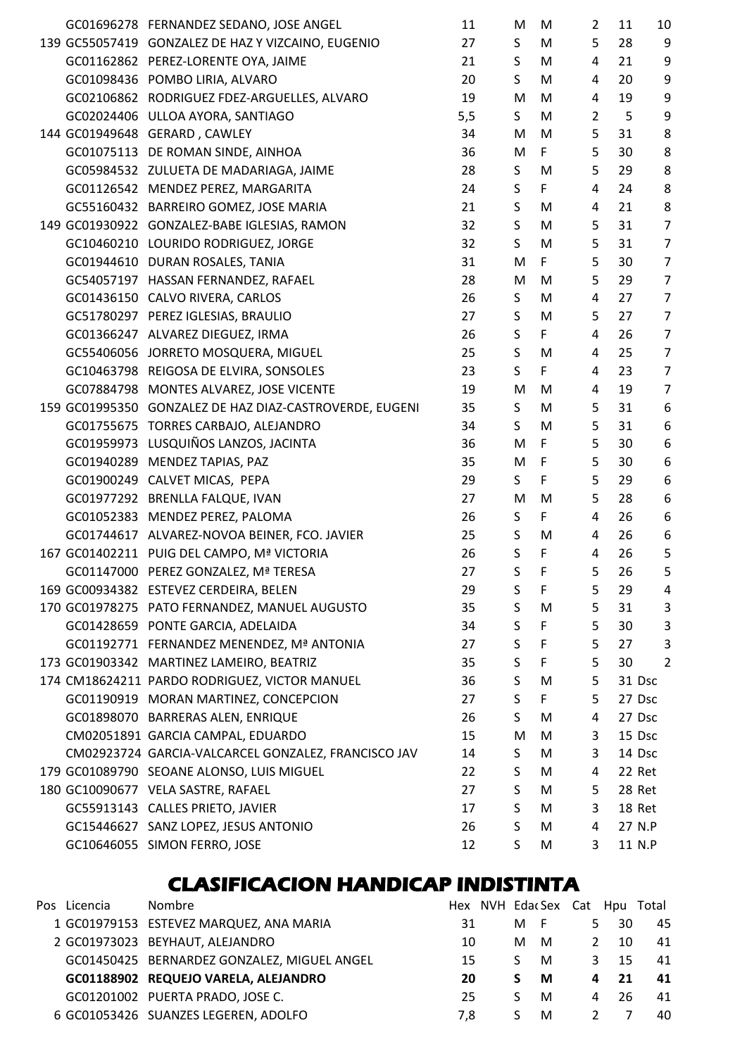| Pos | Licencia | Nombre | Hex | NVH | Edad | Sex | Cat | Hpu | Total |
|---|---|---|---|---|---|---|---|---|---|
| | GC01696278 | FERNANDEZ SEDANO, JOSE ANGEL | 11 | | M | M | 2 | 11 | 10 |
| 139 | GC55057419 | GONZALEZ DE HAZ Y VIZCAINO, EUGENIO | 27 | | S | M | 5 | 28 | 9 |
| | GC01162862 | PEREZ-LORENTE OYA, JAIME | 21 | | S | M | 4 | 21 | 9 |
| | GC01098436 | POMBO LIRIA, ALVARO | 20 | | S | M | 4 | 20 | 9 |
| | GC02106862 | RODRIGUEZ FDEZ-ARGUELLES, ALVARO | 19 | | M | M | 4 | 19 | 9 |
| | GC02024406 | ULLOA AYORA, SANTIAGO | 5,5 | | S | M | 2 | 5 | 9 |
| 144 | GC01949648 | GERARD , CAWLEY | 34 | | M | M | 5 | 31 | 8 |
| | GC01075113 | DE ROMAN SINDE, AINHOA | 36 | | M | F | 5 | 30 | 8 |
| | GC05984532 | ZULUETA DE MADARIAGA, JAIME | 28 | | S | M | 5 | 29 | 8 |
| | GC01126542 | MENDEZ PEREZ, MARGARITA | 24 | | S | F | 4 | 24 | 8 |
| | GC55160432 | BARREIRO GOMEZ, JOSE MARIA | 21 | | S | M | 4 | 21 | 8 |
| 149 | GC01930922 | GONZALEZ-BABE IGLESIAS, RAMON | 32 | | S | M | 5 | 31 | 7 |
| | GC10460210 | LOURIDO RODRIGUEZ, JORGE | 32 | | S | M | 5 | 31 | 7 |
| | GC01944610 | DURAN ROSALES, TANIA | 31 | | M | F | 5 | 30 | 7 |
| | GC54057197 | HASSAN FERNANDEZ, RAFAEL | 28 | | M | M | 5 | 29 | 7 |
| | GC01436150 | CALVO RIVERA, CARLOS | 26 | | S | M | 4 | 27 | 7 |
| | GC51780297 | PEREZ IGLESIAS, BRAULIO | 27 | | S | M | 5 | 27 | 7 |
| | GC01366247 | ALVAREZ DIEGUEZ, IRMA | 26 | | S | F | 4 | 26 | 7 |
| | GC55406056 | JORRETO MOSQUERA, MIGUEL | 25 | | S | M | 4 | 25 | 7 |
| | GC10463798 | REIGOSA DE ELVIRA, SONSOLES | 23 | | S | F | 4 | 23 | 7 |
| | GC07884798 | MONTES ALVAREZ, JOSE VICENTE | 19 | | M | M | 4 | 19 | 7 |
| 159 | GC01995350 | GONZALEZ DE HAZ DIAZ-CASTROVERDE, EUGENI | 35 | | S | M | 5 | 31 | 6 |
| | GC01755675 | TORRES CARBAJO, ALEJANDRO | 34 | | S | M | 5 | 31 | 6 |
| | GC01959973 | LUSQUIÑOS LANZOS, JACINTA | 36 | | M | F | 5 | 30 | 6 |
| | GC01940289 | MENDEZ TAPIAS, PAZ | 35 | | M | F | 5 | 30 | 6 |
| | GC01900249 | CALVET MICAS, PEPA | 29 | | S | F | 5 | 29 | 6 |
| | GC01977292 | BRENLLA FALQUE, IVAN | 27 | | M | M | 5 | 28 | 6 |
| | GC01052383 | MENDEZ PEREZ, PALOMA | 26 | | S | F | 4 | 26 | 6 |
| | GC01744617 | ALVAREZ-NOVOA BEINER, FCO. JAVIER | 25 | | S | M | 4 | 26 | 6 |
| 167 | GC01402211 | PUIG DEL CAMPO, Mª VICTORIA | 26 | | S | F | 4 | 26 | 5 |
| | GC01147000 | PEREZ GONZALEZ, Mª TERESA | 27 | | S | F | 5 | 26 | 5 |
| 169 | GC00934382 | ESTEVEZ CERDEIRA, BELEN | 29 | | S | F | 5 | 29 | 4 |
| 170 | GC01978275 | PATO FERNANDEZ, MANUEL AUGUSTO | 35 | | S | M | 5 | 31 | 3 |
| | GC01428659 | PONTE GARCIA, ADELAIDA | 34 | | S | F | 5 | 30 | 3 |
| | GC01192771 | FERNANDEZ MENENDEZ, Mª ANTONIA | 27 | | S | F | 5 | 27 | 3 |
| 173 | GC01903342 | MARTINEZ LAMEIRO, BEATRIZ | 35 | | S | F | 5 | 30 | 2 |
| 174 | CM18624211 | PARDO RODRIGUEZ, VICTOR MANUEL | 36 | | S | M | 5 | 31 | Dsc |
| | GC01190919 | MORAN MARTINEZ, CONCEPCION | 27 | | S | F | 5 | 27 | Dsc |
| | GC01898070 | BARRERAS ALEN, ENRIQUE | 26 | | S | M | 4 | 27 | Dsc |
| | CM02051891 | GARCIA CAMPAL, EDUARDO | 15 | | M | M | 3 | 15 | Dsc |
| | CM02923724 | GARCIA-VALCARCEL GONZALEZ, FRANCISCO JAV | 14 | | S | M | 3 | 14 | Dsc |
| 179 | GC01089790 | SEOANE ALONSO, LUIS MIGUEL | 22 | | S | M | 4 | 22 | Ret |
| 180 | GC10090677 | VELA SASTRE, RAFAEL | 27 | | S | M | 5 | 28 | Ret |
| | GC55913143 | CALLES PRIETO, JAVIER | 17 | | S | M | 3 | 18 | Ret |
| | GC15446627 | SANZ LOPEZ, JESUS ANTONIO | 26 | | S | M | 4 | 27 | N.P |
| | GC10646055 | SIMON FERRO, JOSE | 12 | | S | M | 3 | 11 | N.P |

# CLASIFICACION HANDICAP INDISTINTA

| Pos | Licencia | Nombre | Hex | NVH | Edad | Sex | Cat | Hpu | Total |
|---|---|---|---|---|---|---|---|---|---|
| 1 | GC01979153 | ESTEVEZ MARQUEZ, ANA MARIA | 31 | | M | F | 5 | 30 | 45 |
| 2 | GC01973023 | BEYHAUT, ALEJANDRO | 10 | | M | M | 2 | 10 | 41 |
| | GC01450425 | BERNARDEZ GONZALEZ, MIGUEL ANGEL | 15 | | S | M | 3 | 15 | 41 |
| | **GC01188902** | **REQUEJO VARELA, ALEJANDRO** | **20** | | **S** | **M** | **4** | **21** | **41** |
| | GC01201002 | PUERTA PRADO, JOSE C. | 25 | | S | M | 4 | 26 | 41 |
| 6 | GC01053426 | SUANZES LEGEREN, ADOLFO | 7,8 | | S | M | 2 | 7 | 40 |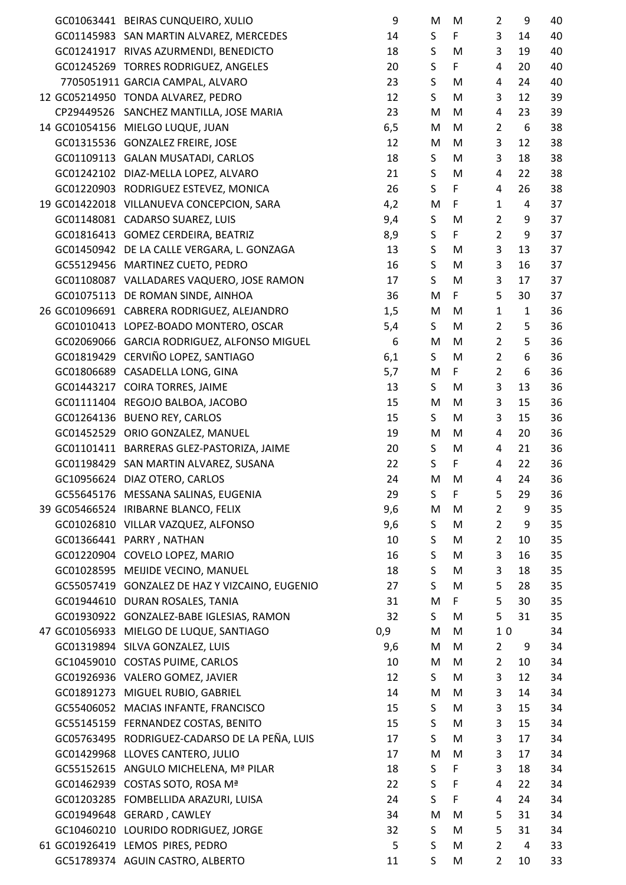| | | | | | | | | |
|---|---|---|---|---|---|---|---|---|
| | GC01063441 | BEIRAS CUNQUEIRO, XULIO | 9 | M | M | 2 | 9 | 40 |
| | GC01145983 | SAN MARTIN ALVAREZ, MERCEDES | 14 | S | F | 3 | 14 | 40 |
| | GC01241917 | RIVAS AZURMENDI, BENEDICTO | 18 | S | M | 3 | 19 | 40 |
| | GC01245269 | TORRES RODRIGUEZ, ANGELES | 20 | S | F | 4 | 20 | 40 |
| | 7705051911 | GARCIA CAMPAL, ALVARO | 23 | S | M | 4 | 24 | 40 |
| 12 | GC05214950 | TONDA ALVAREZ, PEDRO | 12 | S | M | 3 | 12 | 39 |
| | CP29449526 | SANCHEZ MANTILLA, JOSE MARIA | 23 | M | M | 4 | 23 | 39 |
| 14 | GC01054156 | MIELGO LUQUE, JUAN | 6,5 | M | M | 2 | 6 | 38 |
| | GC01315536 | GONZALEZ FREIRE, JOSE | 12 | M | M | 3 | 12 | 38 |
| | GC01109113 | GALAN MUSATADI, CARLOS | 18 | S | M | 3 | 18 | 38 |
| | GC01242102 | DIAZ-MELLA LOPEZ, ALVARO | 21 | S | M | 4 | 22 | 38 |
| | GC01220903 | RODRIGUEZ ESTEVEZ, MONICA | 26 | S | F | 4 | 26 | 38 |
| 19 | GC01422018 | VILLANUEVA CONCEPCION, SARA | 4,2 | M | F | 1 | 4 | 37 |
| | GC01148081 | CADARSO SUAREZ, LUIS | 9,4 | S | M | 2 | 9 | 37 |
| | GC01816413 | GOMEZ CERDEIRA, BEATRIZ | 8,9 | S | F | 2 | 9 | 37 |
| | GC01450942 | DE LA CALLE VERGARA, L. GONZAGA | 13 | S | M | 3 | 13 | 37 |
| | GC55129456 | MARTINEZ CUETO, PEDRO | 16 | S | M | 3 | 16 | 37 |
| | GC01108087 | VALLADARES VAQUERO, JOSE RAMON | 17 | S | M | 3 | 17 | 37 |
| | GC01075113 | DE ROMAN SINDE, AINHOA | 36 | M | F | 5 | 30 | 37 |
| 26 | GC01096691 | CABRERA RODRIGUEZ, ALEJANDRO | 1,5 | M | M | 1 | 1 | 36 |
| | GC01010413 | LOPEZ-BOADO MONTERO, OSCAR | 5,4 | S | M | 2 | 5 | 36 |
| | GC02069066 | GARCIA RODRIGUEZ, ALFONSO MIGUEL | 6 | M | M | 2 | 5 | 36 |
| | GC01819429 | CERVIÑO LOPEZ, SANTIAGO | 6,1 | S | M | 2 | 6 | 36 |
| | GC01806689 | CASADELLA LONG, GINA | 5,7 | M | F | 2 | 6 | 36 |
| | GC01443217 | COIRA TORRES, JAIME | 13 | S | M | 3 | 13 | 36 |
| | GC01111404 | REGOJO BALBOA, JACOBO | 15 | M | M | 3 | 15 | 36 |
| | GC01264136 | BUENO REY, CARLOS | 15 | S | M | 3 | 15 | 36 |
| | GC01452529 | ORIO GONZALEZ, MANUEL | 19 | M | M | 4 | 20 | 36 |
| | GC01101411 | BARRERAS GLEZ-PASTORIZA, JAIME | 20 | S | M | 4 | 21 | 36 |
| | GC01198429 | SAN MARTIN ALVAREZ, SUSANA | 22 | S | F | 4 | 22 | 36 |
| | GC10956624 | DIAZ OTERO, CARLOS | 24 | M | M | 4 | 24 | 36 |
| | GC55645176 | MESSANA SALINAS, EUGENIA | 29 | S | F | 5 | 29 | 36 |
| 39 | GC05466524 | IRIBARNE BLANCO, FELIX | 9,6 | M | M | 2 | 9 | 35 |
| | GC01026810 | VILLAR VAZQUEZ, ALFONSO | 9,6 | S | M | 2 | 9 | 35 |
| | GC01366441 | PARRY , NATHAN | 10 | S | M | 2 | 10 | 35 |
| | GC01220904 | COVELO LOPEZ, MARIO | 16 | S | M | 3 | 16 | 35 |
| | GC01028595 | MEIJIDE VECINO, MANUEL | 18 | S | M | 3 | 18 | 35 |
| | GC55057419 | GONZALEZ DE HAZ Y VIZCAINO, EUGENIO | 27 | S | M | 5 | 28 | 35 |
| | GC01944610 | DURAN ROSALES, TANIA | 31 | M | F | 5 | 30 | 35 |
| | GC01930922 | GONZALEZ-BABE IGLESIAS, RAMON | 32 | S | M | 5 | 31 | 35 |
| 47 | GC01056933 | MIELGO DE LUQUE, SANTIAGO | 0,9 | M | M | 1 | 0 | 34 |
| | GC01319894 | SILVA GONZALEZ, LUIS | 9,6 | M | M | 2 | 9 | 34 |
| | GC10459010 | COSTAS PUIME, CARLOS | 10 | M | M | 2 | 10 | 34 |
| | GC01926936 | VALERO GOMEZ, JAVIER | 12 | S | M | 3 | 12 | 34 |
| | GC01891273 | MIGUEL RUBIO, GABRIEL | 14 | M | M | 3 | 14 | 34 |
| | GC55406052 | MACIAS INFANTE, FRANCISCO | 15 | S | M | 3 | 15 | 34 |
| | GC55145159 | FERNANDEZ COSTAS, BENITO | 15 | S | M | 3 | 15 | 34 |
| | GC05763495 | RODRIGUEZ-CADARSO DE LA PEÑA, LUIS | 17 | S | M | 3 | 17 | 34 |
| | GC01429968 | LLOVES CANTERO, JULIO | 17 | M | M | 3 | 17 | 34 |
| | GC55152615 | ANGULO MICHELENA, Mª PILAR | 18 | S | F | 3 | 18 | 34 |
| | GC01462939 | COSTAS SOTO, ROSA Mª | 22 | S | F | 4 | 22 | 34 |
| | GC01203285 | FOMBELLIDA ARAZURI, LUISA | 24 | S | F | 4 | 24 | 34 |
| | GC01949648 | GERARD , CAWLEY | 34 | M | M | 5 | 31 | 34 |
| | GC10460210 | LOURIDO RODRIGUEZ, JORGE | 32 | S | M | 5 | 31 | 34 |
| 61 | GC01926419 | LEMOS PIRES, PEDRO | 5 | S | M | 2 | 4 | 33 |
| | GC51789374 | AGUIN CASTRO, ALBERTO | 11 | S | M | 2 | 10 | 33 |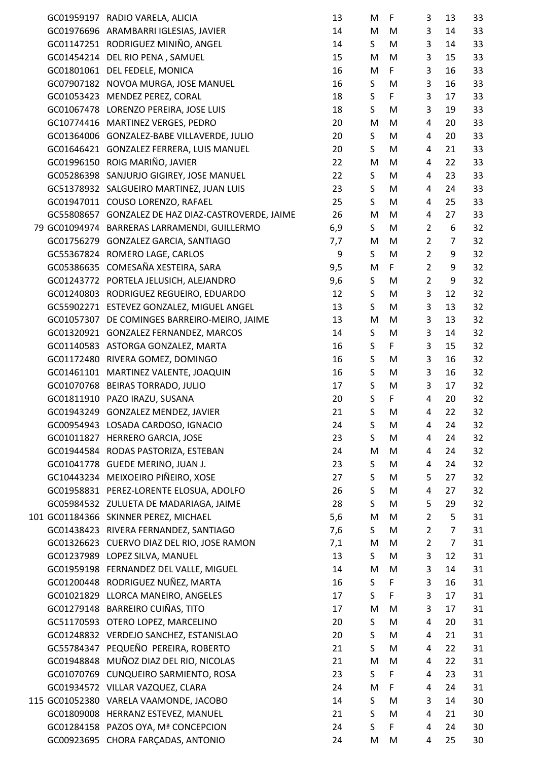| | | | | | | | | |
|---|---|---|---|---|---|---|---|---|
| | GC01959197 | RADIO VARELA, ALICIA | 13 | M | F | 3 | 13 | 33 |
| | GC01976696 | ARAMBARRI IGLESIAS, JAVIER | 14 | M | M | 3 | 14 | 33 |
| | GC01147251 | RODRIGUEZ MINIÑO, ANGEL | 14 | S | M | 3 | 14 | 33 |
| | GC01454214 | DEL RIO PENA , SAMUEL | 15 | M | M | 3 | 15 | 33 |
| | GC01801061 | DEL FEDELE, MONICA | 16 | M | F | 3 | 16 | 33 |
| | GC07907182 | NOVOA MURGA, JOSE MANUEL | 16 | S | M | 3 | 16 | 33 |
| | GC01053423 | MENDEZ PEREZ, CORAL | 18 | S | F | 3 | 17 | 33 |
| | GC01067478 | LORENZO PEREIRA, JOSE LUIS | 18 | S | M | 3 | 19 | 33 |
| | GC10774416 | MARTINEZ VERGES, PEDRO | 20 | M | M | 4 | 20 | 33 |
| | GC01364006 | GONZALEZ-BABE VILLAVERDE, JULIO | 20 | S | M | 4 | 20 | 33 |
| | GC01646421 | GONZALEZ FERRERA, LUIS MANUEL | 20 | S | M | 4 | 21 | 33 |
| | GC01996150 | ROIG MARIÑO, JAVIER | 22 | M | M | 4 | 22 | 33 |
| | GC05286398 | SANJURJO GIGIREY, JOSE MANUEL | 22 | S | M | 4 | 23 | 33 |
| | GC51378932 | SALGUEIRO MARTINEZ, JUAN LUIS | 23 | S | M | 4 | 24 | 33 |
| | GC01947011 | COUSO LORENZO, RAFAEL | 25 | S | M | 4 | 25 | 33 |
| | GC55808657 | GONZALEZ DE HAZ DIAZ-CASTROVERDE, JAIME | 26 | M | M | 4 | 27 | 33 |
| 79 | GC01094974 | BARRERAS LARRAMENDI, GUILLERMO | 6,9 | S | M | 2 | 6 | 32 |
| | GC01756279 | GONZALEZ GARCIA, SANTIAGO | 7,7 | M | M | 2 | 7 | 32 |
| | GC55367824 | ROMERO LAGE, CARLOS | 9 | S | M | 2 | 9 | 32 |
| | GC05386635 | COMESAÑA XESTEIRA, SARA | 9,5 | M | F | 2 | 9 | 32 |
| | GC01243772 | PORTELA JELUSICH, ALEJANDRO | 9,6 | S | M | 2 | 9 | 32 |
| | GC01240803 | RODRIGUEZ REGUEIRO, EDUARDO | 12 | S | M | 3 | 12 | 32 |
| | GC55902271 | ESTEVEZ GONZALEZ, MIGUEL ANGEL | 13 | S | M | 3 | 13 | 32 |
| | GC01057307 | DE COMINGES BARREIRO-MEIRO, JAIME | 13 | M | M | 3 | 13 | 32 |
| | GC01320921 | GONZALEZ FERNANDEZ, MARCOS | 14 | S | M | 3 | 14 | 32 |
| | GC01140583 | ASTORGA GONZALEZ, MARTA | 16 | S | F | 3 | 15 | 32 |
| | GC01172480 | RIVERA GOMEZ, DOMINGO | 16 | S | M | 3 | 16 | 32 |
| | GC01461101 | MARTINEZ VALENTE, JOAQUIN | 16 | S | M | 3 | 16 | 32 |
| | GC01070768 | BEIRAS TORRADO, JULIO | 17 | S | M | 3 | 17 | 32 |
| | GC01811910 | PAZO IRAZU, SUSANA | 20 | S | F | 4 | 20 | 32 |
| | GC01943249 | GONZALEZ MENDEZ, JAVIER | 21 | S | M | 4 | 22 | 32 |
| | GC00954943 | LOSADA CARDOSO, IGNACIO | 24 | S | M | 4 | 24 | 32 |
| | GC01011827 | HERRERO GARCIA, JOSE | 23 | S | M | 4 | 24 | 32 |
| | GC01944584 | RODAS PASTORIZA, ESTEBAN | 24 | M | M | 4 | 24 | 32 |
| | GC01041778 | GUEDE MERINO, JUAN J. | 23 | S | M | 4 | 24 | 32 |
| | GC10443234 | MEIXOEIRO PIÑEIRO, XOSE | 27 | S | M | 5 | 27 | 32 |
| | GC01958831 | PEREZ-LORENTE ELOSUA, ADOLFO | 26 | S | M | 4 | 27 | 32 |
| | GC05984532 | ZULUETA DE MADARIAGA, JAIME | 28 | S | M | 5 | 29 | 32 |
| 101 | GC01184366 | SKINNER PEREZ, MICHAEL | 5,6 | M | M | 2 | 5 | 31 |
| | GC01438423 | RIVERA FERNANDEZ, SANTIAGO | 7,6 | S | M | 2 | 7 | 31 |
| | GC01326623 | CUERVO DIAZ DEL RIO, JOSE RAMON | 7,1 | M | M | 2 | 7 | 31 |
| | GC01237989 | LOPEZ SILVA, MANUEL | 13 | S | M | 3 | 12 | 31 |
| | GC01959198 | FERNANDEZ DEL VALLE, MIGUEL | 14 | M | M | 3 | 14 | 31 |
| | GC01200448 | RODRIGUEZ NUÑEZ, MARTA | 16 | S | F | 3 | 16 | 31 |
| | GC01021829 | LLORCA MANEIRO, ANGELES | 17 | S | F | 3 | 17 | 31 |
| | GC01279148 | BARREIRO CUIÑAS, TITO | 17 | M | M | 3 | 17 | 31 |
| | GC51170593 | OTERO LOPEZ, MARCELINO | 20 | S | M | 4 | 20 | 31 |
| | GC01248832 | VERDEJO SANCHEZ, ESTANISLAO | 20 | S | M | 4 | 21 | 31 |
| | GC55784347 | PEQUEÑO PEREIRA, ROBERTO | 21 | S | M | 4 | 22 | 31 |
| | GC01948848 | MUÑOZ DIAZ DEL RIO, NICOLAS | 21 | M | M | 4 | 22 | 31 |
| | GC01070769 | CUNQUEIRO SARMIENTO, ROSA | 23 | S | F | 4 | 23 | 31 |
| | GC01934572 | VILLAR VAZQUEZ, CLARA | 24 | M | F | 4 | 24 | 31 |
| 115 | GC01052380 | VARELA VAAMONDE, JACOBO | 14 | S | M | 3 | 14 | 30 |
| | GC01809008 | HERRANZ ESTEVEZ, MANUEL | 21 | S | M | 4 | 21 | 30 |
| | GC01284158 | PAZOS OYA, Mª CONCEPCION | 24 | S | F | 4 | 24 | 30 |
| | GC00923695 | CHORA FARÇADAS, ANTONIO | 24 | M | M | 4 | 25 | 30 |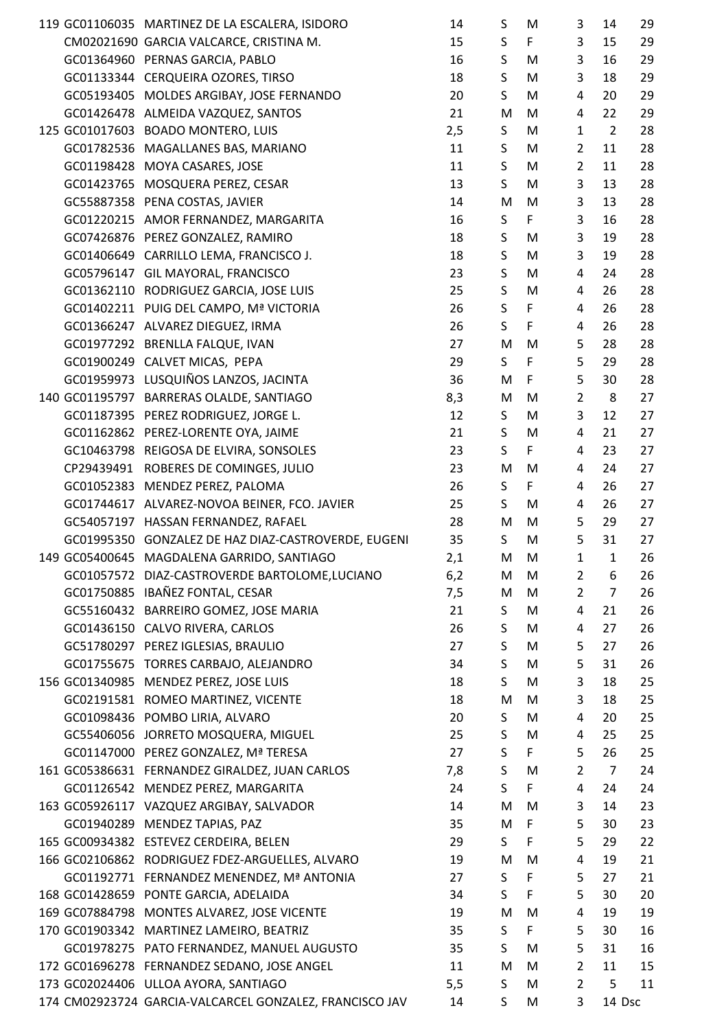| | | | | | | | | |
|---|---|---|---|---|---|---|---|---|
| 119 | GC01106035 | MARTINEZ DE LA ESCALERA, ISIDORO | 14 | S | M | 3 | 14 | 29 |
| | CM02021690 | GARCIA VALCARCE, CRISTINA M. | 15 | S | F | 3 | 15 | 29 |
| | GC01364960 | PERNAS GARCIA, PABLO | 16 | S | M | 3 | 16 | 29 |
| | GC01133344 | CERQUEIRA OZORES, TIRSO | 18 | S | M | 3 | 18 | 29 |
| | GC05193405 | MOLDES ARGIBAY, JOSE FERNANDO | 20 | S | M | 4 | 20 | 29 |
| | GC01426478 | ALMEIDA VAZQUEZ, SANTOS | 21 | M | M | 4 | 22 | 29 |
| 125 | GC01017603 | BOADO MONTERO, LUIS | 2,5 | S | M | 1 | 2 | 28 |
| | GC01782536 | MAGALLANES BAS, MARIANO | 11 | S | M | 2 | 11 | 28 |
| | GC01198428 | MOYA CASARES, JOSE | 11 | S | M | 2 | 11 | 28 |
| | GC01423765 | MOSQUERA PEREZ, CESAR | 13 | S | M | 3 | 13 | 28 |
| | GC55887358 | PENA COSTAS, JAVIER | 14 | M | M | 3 | 13 | 28 |
| | GC01220215 | AMOR FERNANDEZ, MARGARITA | 16 | S | F | 3 | 16 | 28 |
| | GC07426876 | PEREZ GONZALEZ, RAMIRO | 18 | S | M | 3 | 19 | 28 |
| | GC01406649 | CARRILLO LEMA, FRANCISCO J. | 18 | S | M | 3 | 19 | 28 |
| | GC05796147 | GIL MAYORAL, FRANCISCO | 23 | S | M | 4 | 24 | 28 |
| | GC01362110 | RODRIGUEZ GARCIA, JOSE LUIS | 25 | S | M | 4 | 26 | 28 |
| | GC01402211 | PUIG DEL CAMPO, Mª VICTORIA | 26 | S | F | 4 | 26 | 28 |
| | GC01366247 | ALVAREZ DIEGUEZ, IRMA | 26 | S | F | 4 | 26 | 28 |
| | GC01977292 | BRENLLA FALQUE, IVAN | 27 | M | M | 5 | 28 | 28 |
| | GC01900249 | CALVET MICAS, PEPA | 29 | S | F | 5 | 29 | 28 |
| | GC01959973 | LUSQUIÑOS LANZOS, JACINTA | 36 | M | F | 5 | 30 | 28 |
| 140 | GC01195797 | BARRERAS OLALDE, SANTIAGO | 8,3 | M | M | 2 | 8 | 27 |
| | GC01187395 | PEREZ RODRIGUEZ, JORGE L. | 12 | S | M | 3 | 12 | 27 |
| | GC01162862 | PEREZ-LORENTE OYA, JAIME | 21 | S | M | 4 | 21 | 27 |
| | GC10463798 | REIGOSA DE ELVIRA, SONSOLES | 23 | S | F | 4 | 23 | 27 |
| | CP29439491 | ROBERES DE COMINGES, JULIO | 23 | M | M | 4 | 24 | 27 |
| | GC01052383 | MENDEZ PEREZ, PALOMA | 26 | S | F | 4 | 26 | 27 |
| | GC01744617 | ALVAREZ-NOVOA BEINER, FCO. JAVIER | 25 | S | M | 4 | 26 | 27 |
| | GC54057197 | HASSAN FERNANDEZ, RAFAEL | 28 | M | M | 5 | 29 | 27 |
| | GC01995350 | GONZALEZ DE HAZ DIAZ-CASTROVERDE, EUGENI | 35 | S | M | 5 | 31 | 27 |
| 149 | GC05400645 | MAGDALENA GARRIDO, SANTIAGO | 2,1 | M | M | 1 | 1 | 26 |
| | GC01057572 | DIAZ-CASTROVERDE BARTOLOME,LUCIANO | 6,2 | M | M | 2 | 6 | 26 |
| | GC01750885 | IBAÑEZ FONTAL, CESAR | 7,5 | M | M | 2 | 7 | 26 |
| | GC55160432 | BARREIRO GOMEZ, JOSE MARIA | 21 | S | M | 4 | 21 | 26 |
| | GC01436150 | CALVO RIVERA, CARLOS | 26 | S | M | 4 | 27 | 26 |
| | GC51780297 | PEREZ IGLESIAS, BRAULIO | 27 | S | M | 5 | 27 | 26 |
| | GC01755675 | TORRES CARBAJO, ALEJANDRO | 34 | S | M | 5 | 31 | 26 |
| 156 | GC01340985 | MENDEZ PEREZ, JOSE LUIS | 18 | S | M | 3 | 18 | 25 |
| | GC02191581 | ROMEO MARTINEZ, VICENTE | 18 | M | M | 3 | 18 | 25 |
| | GC01098436 | POMBO LIRIA, ALVARO | 20 | S | M | 4 | 20 | 25 |
| | GC55406056 | JORRETO MOSQUERA, MIGUEL | 25 | S | M | 4 | 25 | 25 |
| | GC01147000 | PEREZ GONZALEZ, Mª TERESA | 27 | S | F | 5 | 26 | 25 |
| 161 | GC05386631 | FERNANDEZ GIRALDEZ, JUAN CARLOS | 7,8 | S | M | 2 | 7 | 24 |
| | GC01126542 | MENDEZ PEREZ, MARGARITA | 24 | S | F | 4 | 24 | 24 |
| 163 | GC05926117 | VAZQUEZ ARGIBAY, SALVADOR | 14 | M | M | 3 | 14 | 23 |
| | GC01940289 | MENDEZ TAPIAS, PAZ | 35 | M | F | 5 | 30 | 23 |
| 165 | GC00934382 | ESTEVEZ CERDEIRA, BELEN | 29 | S | F | 5 | 29 | 22 |
| 166 | GC02106862 | RODRIGUEZ FDEZ-ARGUELLES, ALVARO | 19 | M | M | 4 | 19 | 21 |
| | GC01192771 | FERNANDEZ MENENDEZ, Mª ANTONIA | 27 | S | F | 5 | 27 | 21 |
| 168 | GC01428659 | PONTE GARCIA, ADELAIDA | 34 | S | F | 5 | 30 | 20 |
| 169 | GC07884798 | MONTES ALVAREZ, JOSE VICENTE | 19 | M | M | 4 | 19 | 19 |
| 170 | GC01903342 | MARTINEZ LAMEIRO, BEATRIZ | 35 | S | F | 5 | 30 | 16 |
| | GC01978275 | PATO FERNANDEZ, MANUEL AUGUSTO | 35 | S | M | 5 | 31 | 16 |
| 172 | GC01696278 | FERNANDEZ SEDANO, JOSE ANGEL | 11 | M | M | 2 | 11 | 15 |
| 173 | GC02024406 | ULLOA AYORA, SANTIAGO | 5,5 | S | M | 2 | 5 | 11 |
| 174 | CM02923724 | GARCIA-VALCARCEL GONZALEZ, FRANCISCO JAV | 14 | S | M | 3 | 14 | Dsc |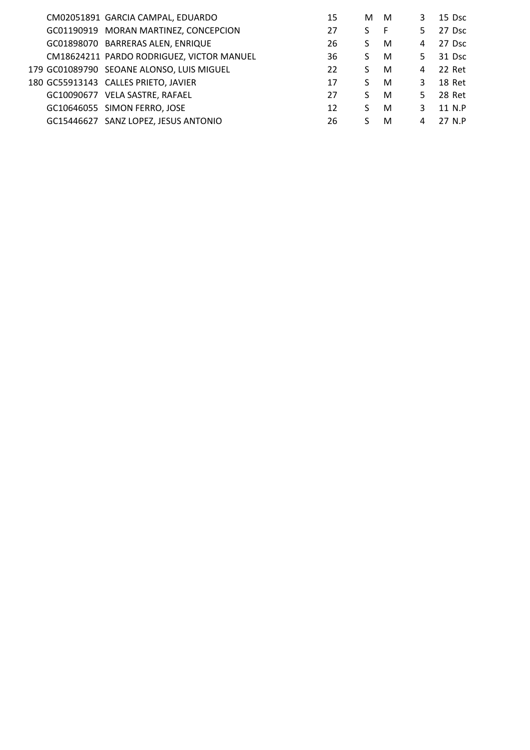| | | | | | | | | |
|---|---|---|---|---|---|---|---|---|
| | CM02051891 | GARCIA CAMPAL, EDUARDO | 15 | M | M | 3 | 15 | Dsc |
| | GC01190919 | MORAN MARTINEZ, CONCEPCION | 27 | S | F | 5 | 27 | Dsc |
| | GC01898070 | BARRERAS ALEN, ENRIQUE | 26 | S | M | 4 | 27 | Dsc |
| | CM18624211 | PARDO RODRIGUEZ, VICTOR MANUEL | 36 | S | M | 5 | 31 | Dsc |
| 179 | GC01089790 | SEOANE ALONSO, LUIS MIGUEL | 22 | S | M | 4 | 22 | Ret |
| 180 | GC55913143 | CALLES PRIETO, JAVIER | 17 | S | M | 3 | 18 | Ret |
| | GC10090677 | VELA SASTRE, RAFAEL | 27 | S | M | 5 | 28 | Ret |
| | GC10646055 | SIMON FERRO, JOSE | 12 | S | M | 3 | 11 | N.P |
| | GC15446627 | SANZ LOPEZ, JESUS ANTONIO | 26 | S | M | 4 | 27 | N.P |